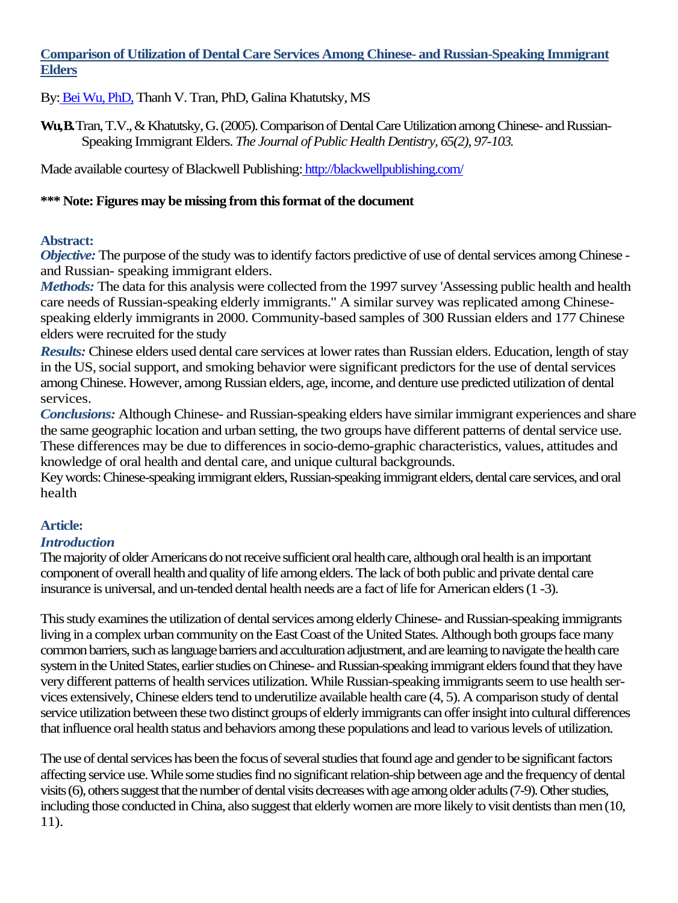# Comparison of Utilization of Dental Care Services Among Chinese- and Russian-Speaking Immigrant Elders

By: Bei Wu, PhD, Thanh V. Tran, PhD, Galina Khatutsky, MS

**Wu, B.** Tran, T.V., & Khatutsky, G. (2005). Comparison of Dental Care Utilization among Chinese- and Russian-Speaking Immigrant Elders. *The Journal of Public Health Dentistry, 65(2), 97-103.*

Made available courtesy of Blackwell Publishing: http://blackwellpublishing.com/

**\*\*\* Note: Figures may be missing from this format of the document**

## Abstract:

***Objective:*** The purpose of the study was to identify factors predictive of use of dental services among Chinese - and Russian- speaking immigrant elders.

***Methods:*** The data for this analysis were collected from the 1997 survey 'Assessing public health and health care needs of Russian-speaking elderly immigrants." A similar survey was replicated among Chinese-speaking elderly immigrants in 2000. Community-based samples of 300 Russian elders and 177 Chinese elders were recruited for the study

***Results:*** Chinese elders used dental care services at lower rates than Russian elders. Education, length of stay in the US, social support, and smoking behavior were significant predictors for the use of dental services among Chinese. However, among Russian elders, age, income, and denture use predicted utilization of dental services.

***Conclusions:*** Although Chinese- and Russian-speaking elders have similar immigrant experiences and share the same geographic location and urban setting, the two groups have different patterns of dental service use. These differences may be due to differences in socio-demo-graphic characteristics, values, attitudes and knowledge of oral health and dental care, and unique cultural backgrounds.

Key words: Chinese-speaking immigrant elders, Russian-speaking immigrant elders, dental care services, and oral health

## Article:

### *Introduction*

The majority of older Americans do not receive sufficient oral health care, although oral health is an important component of overall health and quality of life among elders. The lack of both public and private dental care insurance is universal, and un-tended dental health needs are a fact of life for American elders (1 -3).

This study examines the utilization of dental services among elderly Chinese- and Russian-speaking immigrants living in a complex urban community on the East Coast of the United States. Although both groups face many common barriers, such as language barriers and acculturation adjustment, and are learning to navigate the health care system in the United States, earlier studies on Chinese- and Russian-speaking immigrant elders found that they have very different patterns of health services utilization. While Russian-speaking immigrants seem to use health ser-vices extensively, Chinese elders tend to underutilize available health care (4, 5). A comparison study of dental service utilization between these two distinct groups of elderly immigrants can offer insight into cultural differences that influence oral health status and behaviors among these populations and lead to various levels of utilization.

The use of dental services has been the focus of several studies that found age and gender to be significant factors affecting service use. While some studies find no significant relation-ship between age and the frequency of dental visits (6), others suggest that the number of dental visits decreases with age among older adults (7-9). Other studies, including those conducted in China, also suggest that elderly women are more likely to visit dentists than men (10, 11).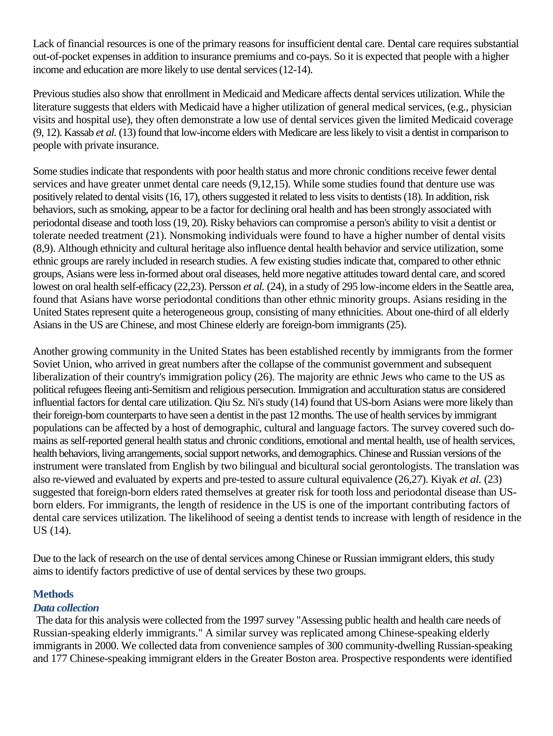Lack of financial resources is one of the primary reasons for insufficient dental care. Dental care requires substantial out-of-pocket expenses in addition to insurance premiums and co-pays. So it is expected that people with a higher income and education are more likely to use dental services (12-14).

Previous studies also show that enrollment in Medicaid and Medicare affects dental services utilization. While the literature suggests that elders with Medicaid have a higher utilization of general medical services, (e.g., physician visits and hospital use), they often demonstrate a low use of dental services given the limited Medicaid coverage (9, 12). Kassab *et al.* (13) found that low-income elders with Medicare are less likely to visit a dentist in comparison to people with private insurance.

Some studies indicate that respondents with poor health status and more chronic conditions receive fewer dental services and have greater unmet dental care needs (9,12,15). While some studies found that denture use was positively related to dental visits (16, 17), others suggested it related to less visits to dentists (18). In addition, risk behaviors, such as smoking, appear to be a factor for declining oral health and has been strongly associated with periodontal disease and tooth loss (19, 20). Risky behaviors can compromise a person's ability to visit a dentist or tolerate needed treatment (21). Nonsmoking individuals were found to have a higher number of dental visits (8,9). Although ethnicity and cultural heritage also influence dental health behavior and service utilization, some ethnic groups are rarely included in research studies. A few existing studies indicate that, compared to other ethnic groups, Asians were less in-formed about oral diseases, held more negative attitudes toward dental care, and scored lowest on oral health self-efficacy (22,23). Persson *et al.* (24), in a study of 295 low-income elders in the Seattle area, found that Asians have worse periodontal conditions than other ethnic minority groups. Asians residing in the United States represent quite a heterogeneous group, consisting of many ethnicities. About one-third of all elderly Asians in the US are Chinese, and most Chinese elderly are foreign-born immigrants (25).

Another growing community in the United States has been established recently by immigrants from the former Soviet Union, who arrived in great numbers after the collapse of the communist government and subsequent liberalization of their country's immigration policy (26). The majority are ethnic Jews who came to the US as political refugees fleeing anti-Semitism and religious persecution. Immigration and acculturation status are considered influential factors for dental care utilization. Qiu Sz. Ni's study (14) found that US-born Asians were more likely than their foreign-born counterparts to have seen a dentist in the past 12 months. The use of health services by immigrant populations can be affected by a host of demographic, cultural and language factors. The survey covered such do-mains as self-reported general health status and chronic conditions, emotional and mental health, use of health services, health behaviors, living arrangements, social support networks, and demographics. Chinese and Russian versions of the instrument were translated from English by two bilingual and bicultural social gerontologists. The translation was also re-viewed and evaluated by experts and pre-tested to assure cultural equivalence (26,27). Kiyak *et al.* (23) suggested that foreign-born elders rated themselves at greater risk for tooth loss and periodontal disease than US-born elders. For immigrants, the length of residence in the US is one of the important contributing factors of dental care services utilization. The likelihood of seeing a dentist tends to increase with length of residence in the US (14).

Due to the lack of research on the use of dental services among Chinese or Russian immigrant elders, this study aims to identify factors predictive of use of dental services by these two groups.

## Methods

### *Data collection*

The data for this analysis were collected from the 1997 survey "Assessing public health and health care needs of Russian-speaking elderly immigrants." A similar survey was replicated among Chinese-speaking elderly immigrants in 2000. We collected data from convenience samples of 300 community-dwelling Russian-speaking and 177 Chinese-speaking immigrant elders in the Greater Boston area. Prospective respondents were identified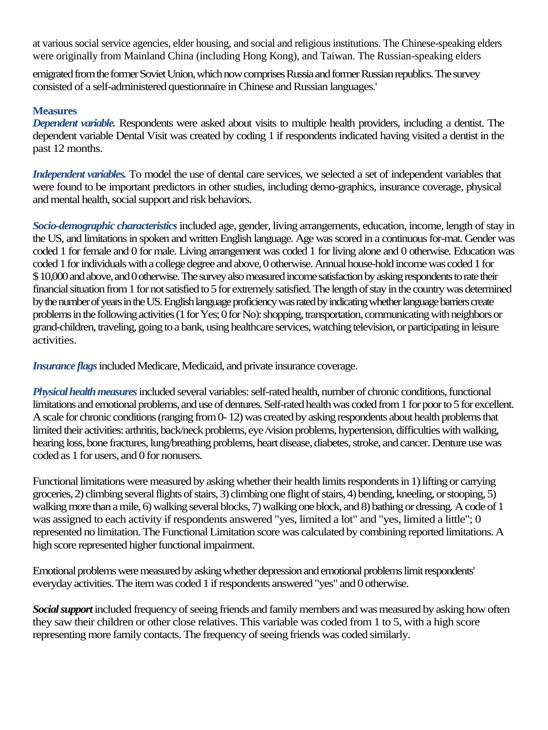at various social service agencies, elder housing, and social and religious institutions. The Chinese-speaking elders were originally from Mainland China (including Hong Kong), and Taiwan. The Russian-speaking elders emigrated from the former Soviet Union, which now comprises Russia and former Russian republics. The survey consisted of a self-administered questionnaire in Chinese and Russian languages.'

### Measures

***Dependent variable.*** Respondents were asked about visits to multiple health providers, including a dentist. The dependent variable Dental Visit was created by coding 1 if respondents indicated having visited a dentist in the past 12 months.

***Independent variables.*** To model the use of dental care services, we selected a set of independent variables that were found to be important predictors in other studies, including demo-graphics, insurance coverage, physical and mental health, social support and risk behaviors.

***Socio-demographic characteristics*** included age, gender, living arrangements, education, income, length of stay in the US, and limitations in spoken and written English language. Age was scored in a continuous for-mat. Gender was coded 1 for female and 0 for male. Living arrangement was coded 1 for living alone and 0 otherwise. Education was coded 1 for individuals with a college degree and above, 0 otherwise. Annual house-hold income was coded 1 for $10,000 and above, and 0 otherwise. The survey also measured income satisfaction by asking respondents to rate their financial situation from 1 for not satisfied to 5 for extremely satisfied. The length of stay in the country was determined by the number of years in the US. English language proficiency was rated by indicating whether language barriers create problems in the following activities (1 for Yes; 0 for No): shopping, transportation, communicating with neighbors or grand-children, traveling, going to a bank, using healthcare services, watching television, or participating in leisure activities.

***Insurance flags*** included Medicare, Medicaid, and private insurance coverage.

***Physical health measures*** included several variables: self-rated health, number of chronic conditions, functional limitations and emotional problems, and use of dentures. Self-rated health was coded from 1 for poor to 5 for excellent. A scale for chronic conditions (ranging from 0-12) was created by asking respondents about health problems that limited their activities: arthritis, back/neck problems, eye /vision problems, hypertension, difficulties with walking, hearing loss, bone fractures, lung/breathing problems, heart disease, diabetes, stroke, and cancer. Denture use was coded as 1 for users, and 0 for nonusers.

Functional limitations were measured by asking whether their health limits respondents in 1) lifting or carrying groceries, 2) climbing several flights of stairs, 3) climbing one flight of stairs, 4) bending, kneeling, or stooping, 5) walking more than a mile, 6) walking several blocks, 7) walking one block, and 8) bathing or dressing. A code of 1 was assigned to each activity if respondents answered "yes, limited a lot" and "yes, limited a little"; 0 represented no limitation. The Functional Limitation score was calculated by combining reported limitations. A high score represented higher functional impairment.

Emotional problems were measured by asking whether depression and emotional problems limit respondents' everyday activities. The item was coded 1 if respondents answered "yes" and 0 otherwise.

***Social support*** included frequency of seeing friends and family members and was measured by asking how often they saw their children or other close relatives. This variable was coded from 1 to 5, with a high score representing more family contacts. The frequency of seeing friends was coded similarly.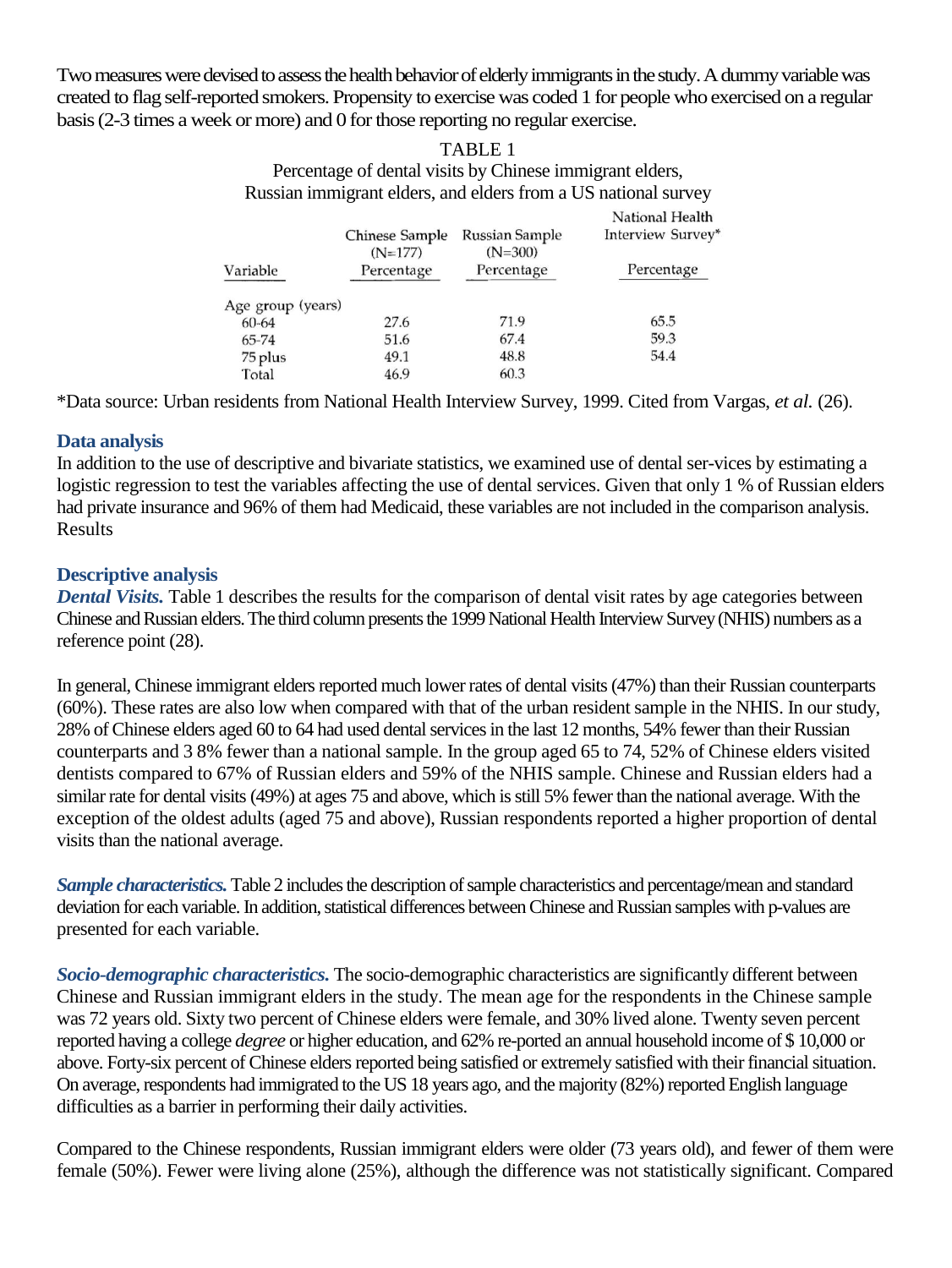Two measures were devised to assess the health behavior of elderly immigrants in the study. A dummy variable was created to flag self-reported smokers. Propensity to exercise was coded 1 for people who exercised on a regular basis (2-3 times a week or more) and 0 for those reporting no regular exercise.

TABLE 1

Percentage of dental visits by Chinese immigrant elders, Russian immigrant elders, and elders from a US national survey

| Variable | Chinese Sample (N=177) Percentage | Russian Sample (N=300) Percentage | National Health Interview Survey* Percentage |
|---|---|---|---|
| Age group (years) | | | |
| 60-64 | 27.6 | 71.9 | 65.5 |
| 65-74 | 51.6 | 67.4 | 59.3 |
| 75 plus | 49.1 | 48.8 | 54.4 |
| Total | 46.9 | 60.3 | |

*Data source: Urban residents from National Health Interview Survey, 1999. Cited from Vargas, *et al.* (26).

### Data analysis

In addition to the use of descriptive and bivariate statistics, we examined use of dental ser-vices by estimating a logistic regression to test the variables affecting the use of dental services. Given that only 1 % of Russian elders had private insurance and 96% of them had Medicaid, these variables are not included in the comparison analysis.
Results

### Descriptive analysis

***Dental Visits.*** Table 1 describes the results for the comparison of dental visit rates by age categories between Chinese and Russian elders. The third column presents the 1999 National Health Interview Survey (NHIS) numbers as a reference point (28).

In general, Chinese immigrant elders reported much lower rates of dental visits (47%) than their Russian counterparts (60%). These rates are also low when compared with that of the urban resident sample in the NHIS. In our study, 28% of Chinese elders aged 60 to 64 had used dental services in the last 12 months, 54% fewer than their Russian counterparts and 3 8% fewer than a national sample. In the group aged 65 to 74, 52% of Chinese elders visited dentists compared to 67% of Russian elders and 59% of the NHIS sample. Chinese and Russian elders had a similar rate for dental visits (49%) at ages 75 and above, which is still 5% fewer than the national average. With the exception of the oldest adults (aged 75 and above), Russian respondents reported a higher proportion of dental visits than the national average.

***Sample characteristics.*** Table 2 includes the description of sample characteristics and percentage/mean and standard deviation for each variable. In addition, statistical differences between Chinese and Russian samples with p-values are presented for each variable.

***Socio-demographic characteristics.*** The socio-demographic characteristics are significantly different between Chinese and Russian immigrant elders in the study. The mean age for the respondents in the Chinese sample was 72 years old. Sixty two percent of Chinese elders were female, and 30% lived alone. Twenty seven percent reported having a college *degree* or higher education, and 62% re-ported an annual household income of $ 10,000 or above. Forty-six percent of Chinese elders reported being satisfied or extremely satisfied with their financial situation. On average, respondents had immigrated to the US 18 years ago, and the majority (82%) reported English language difficulties as a barrier in performing their daily activities.

Compared to the Chinese respondents, Russian immigrant elders were older (73 years old), and fewer of them were female (50%). Fewer were living alone (25%), although the difference was not statistically significant. Compared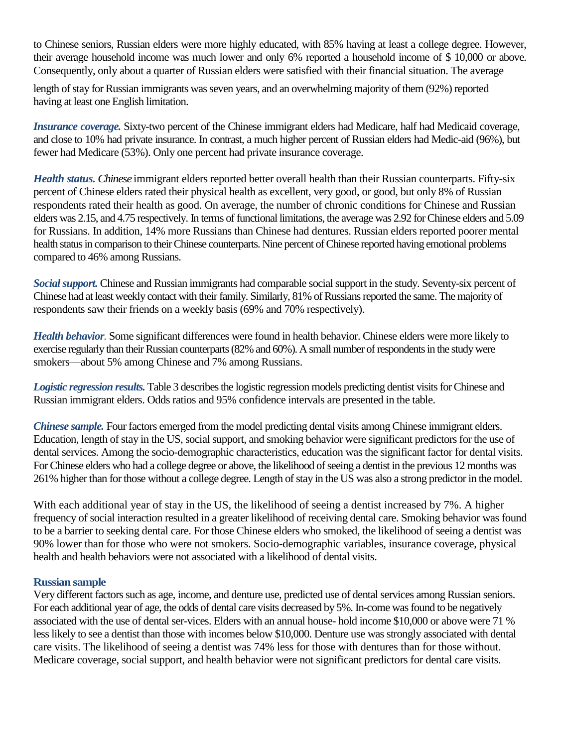to Chinese seniors, Russian elders were more highly educated, with 85% having at least a college degree. However, their average household income was much lower and only 6% reported a household income of $ 10,000 or above. Consequently, only about a quarter of Russian elders were satisfied with their financial situation. The average length of stay for Russian immigrants was seven years, and an overwhelming majority of them (92%) reported having at least one English limitation.

***Insurance coverage.*** Sixty-two percent of the Chinese immigrant elders had Medicare, half had Medicaid coverage, and close to 10% had private insurance. In contrast, a much higher percent of Russian elders had Medic-aid (96%), but fewer had Medicare (53%). Only one percent had private insurance coverage.

***Health status.*** *Chinese* immigrant elders reported better overall health than their Russian counterparts. Fifty-six percent of Chinese elders rated their physical health as excellent, very good, or good, but only 8% of Russian respondents rated their health as good. On average, the number of chronic conditions for Chinese and Russian elders was 2.15, and 4.75 respectively. In terms of functional limitations, the average was 2.92 for Chinese elders and 5.09 for Russians. In addition, 14% more Russians than Chinese had dentures. Russian elders reported poorer mental health status in comparison to their Chinese counterparts. Nine percent of Chinese reported having emotional problems compared to 46% among Russians.

***Social support.*** Chinese and Russian immigrants had comparable social support in the study. Seventy-six percent of Chinese had at least weekly contact with their family. Similarly, 81% of Russians reported the same. The majority of respondents saw their friends on a weekly basis (69% and 70% respectively).

***Health behavior.*** Some significant differences were found in health behavior. Chinese elders were more likely to exercise regularly than their Russian counterparts (82% and 60%). A small number of respondents in the study were smokers—about 5% among Chinese and 7% among Russians.

***Logistic regression results.*** Table 3 describes the logistic regression models predicting dentist visits for Chinese and Russian immigrant elders. Odds ratios and 95% confidence intervals are presented in the table.

***Chinese sample.*** Four factors emerged from the model predicting dental visits among Chinese immigrant elders. Education, length of stay in the US, social support, and smoking behavior were significant predictors for the use of dental services. Among the socio-demographic characteristics, education was the significant factor for dental visits. For Chinese elders who had a college degree or above, the likelihood of seeing a dentist in the previous 12 months was 261% higher than for those without a college degree. Length of stay in the US was also a strong predictor in the model.

With each additional year of stay in the US, the likelihood of seeing a dentist increased by 7%. A higher frequency of social interaction resulted in a greater likelihood of receiving dental care. Smoking behavior was found to be a barrier to seeking dental care. For those Chinese elders who smoked, the likelihood of seeing a dentist was 90% lower than for those who were not smokers. Socio-demographic variables, insurance coverage, physical health and health behaviors were not associated with a likelihood of dental visits.

**Russian sample**

Very different factors such as age, income, and denture use, predicted use of dental services among Russian seniors. For each additional year of age, the odds of dental care visits decreased by 5%. In-come was found to be negatively associated with the use of dental ser-vices. Elders with an annual house- hold income $10,000 or above were 71 % less likely to see a dentist than those with incomes below $10,000. Denture use was strongly associated with dental care visits. The likelihood of seeing a dentist was 74% less for those with dentures than for those without. Medicare coverage, social support, and health behavior were not significant predictors for dental care visits.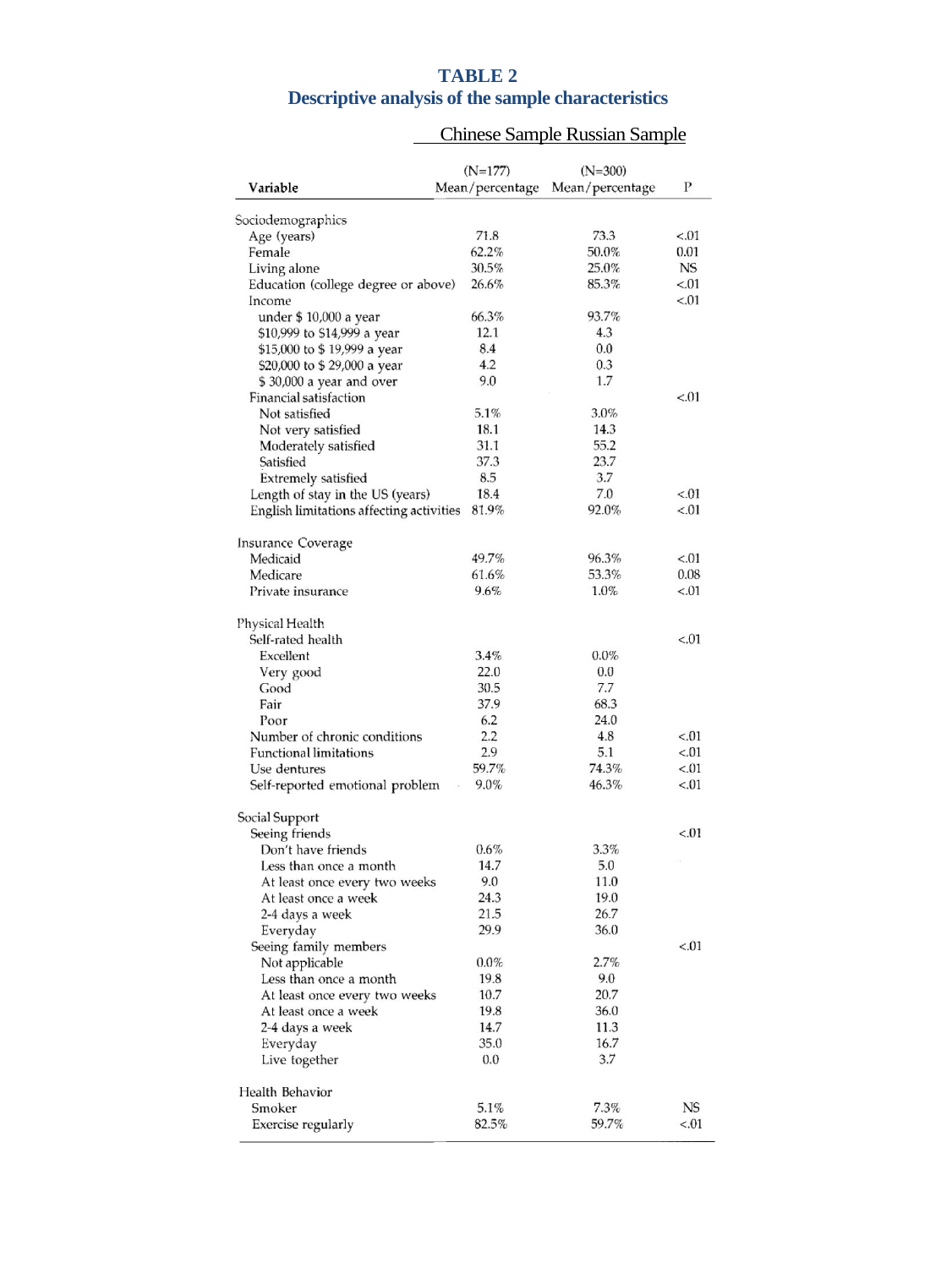**TABLE 2**
**Descriptive analysis of the sample characteristics**

| Variable | Chinese Sample (N=177) Mean/percentage | Russian Sample (N=300) Mean/percentage | P |
|---|---|---|---|
| Sociodemographics | | | |
| Age (years) | 71.8 | 73.3 | <.01 |
| Female | 62.2% | 50.0% | 0.01 |
| Living alone | 30.5% | 25.0% | NS |
| Education (college degree or above) | 26.6% | 85.3% | <.01 |
| Income | | | <.01 |
| under $ 10,000 a year | 66.3% | 93.7% | |
| $10,999 to $14,999 a year | 12.1 | 4.3 | |
| $15,000 to $ 19,999 a year | 8.4 | 0.0 | |
| $20,000 to $ 29,000 a year | 4.2 | 0.3 | |
| $ 30,000 a year and over | 9.0 | 1.7 | |
| Financial satisfaction | | | <.01 |
| Not satisfied | 5.1% | 3.0% | |
| Not very satisfied | 18.1 | 14.3 | |
| Moderately satisfied | 31.1 | 55.2 | |
| Satisfied | 37.3 | 23.7 | |
| Extremely satisfied | 8.5 | 3.7 | |
| Length of stay in the US (years) | 18.4 | 7.0 | <.01 |
| English limitations affecting activities | 81.9% | 92.0% | <.01 |
| Insurance Coverage | | | |
| Medicaid | 49.7% | 96.3% | <.01 |
| Medicare | 61.6% | 53.3% | 0.08 |
| Private insurance | 9.6% | 1.0% | <.01 |
| Physical Health | | | |
| Self-rated health | | | <.01 |
| Excellent | 3.4% | 0.0% | |
| Very good | 22.0 | 0.0 | |
| Good | 30.5 | 7.7 | |
| Fair | 37.9 | 68.3 | |
| Poor | 6.2 | 24.0 | |
| Number of chronic conditions | 2.2 | 4.8 | <.01 |
| Functional limitations | 2.9 | 5.1 | <.01 |
| Use dentures | 59.7% | 74.3% | <.01 |
| Self-reported emotional problem | 9.0% | 46.3% | <.01 |
| Social Support | | | |
| Seeing friends | | | <.01 |
| Don't have friends | 0.6% | 3.3% | |
| Less than once a month | 14.7 | 5.0 | |
| At least once every two weeks | 9.0 | 11.0 | |
| At least once a week | 24.3 | 19.0 | |
| 2-4 days a week | 21.5 | 26.7 | |
| Everyday | 29.9 | 36.0 | |
| Seeing family members | | | <.01 |
| Not applicable | 0.0% | 2.7% | |
| Less than once a month | 19.8 | 9.0 | |
| At least once every two weeks | 10.7 | 20.7 | |
| At least once a week | 19.8 | 36.0 | |
| 2-4 days a week | 14.7 | 11.3 | |
| Everyday | 35.0 | 16.7 | |
| Live together | 0.0 | 3.7 | |
| Health Behavior | | | |
| Smoker | 5.1% | 7.3% | NS |
| Exercise regularly | 82.5% | 59.7% | <.01 |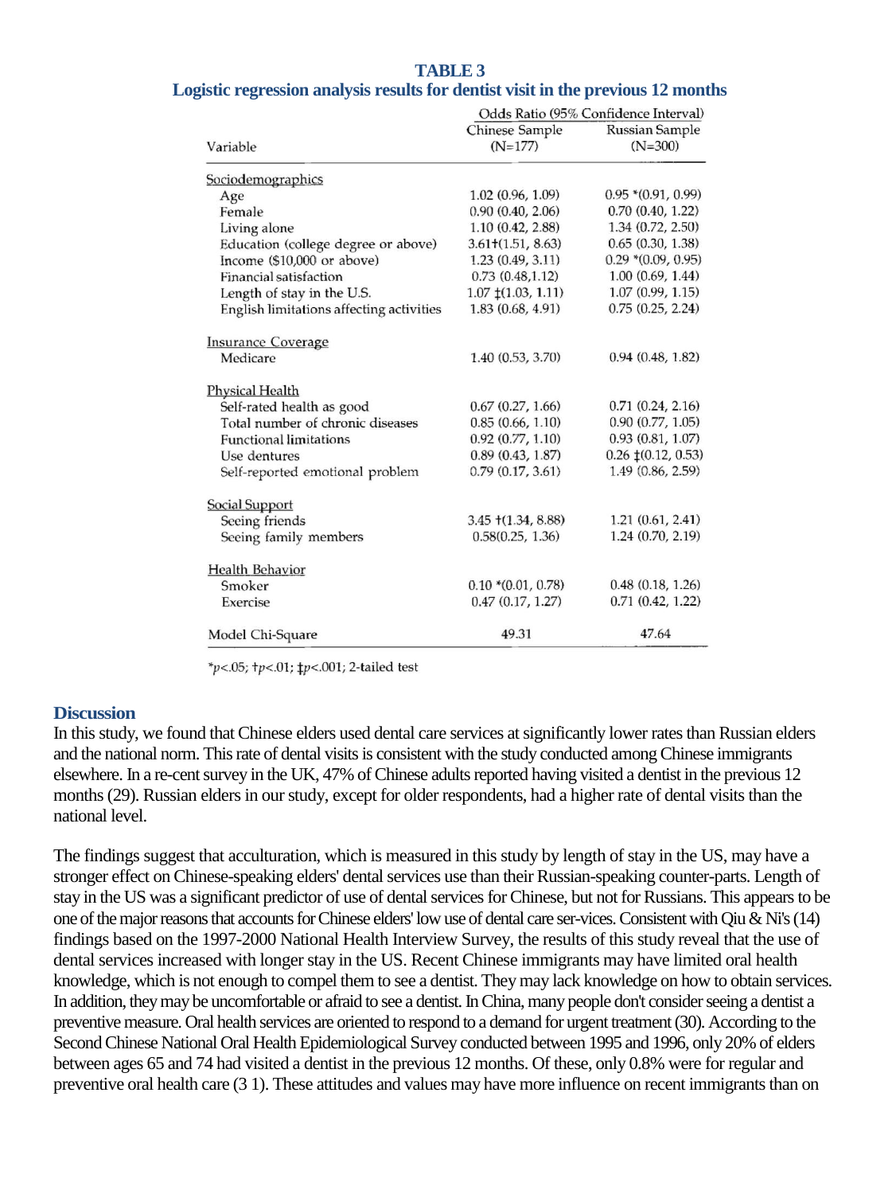**TABLE 3**

**Logistic regression analysis results for dentist visit in the previous 12 months**

| Variable | Odds Ratio (95% Confidence Interval) | |
|---|---|---|
| | Chinese Sample (N=177) | Russian Sample (N=300) |
| Sociodemographics | | |
| Age | 1.02 (0.96, 1.09) | 0.95 *(0.91, 0.99) |
| Female | 0.90 (0.40, 2.06) | 0.70 (0.40, 1.22) |
| Living alone | 1.10 (0.42, 2.88) | 1.34 (0.72, 2.50) |
| Education (college degree or above) | 3.61†(1.51, 8.63) | 0.65 (0.30, 1.38) |
| Income ($10,000 or above) | 1.23 (0.49, 3.11) | 0.29 *(0.09, 0.95) |
| Financial satisfaction | 0.73 (0.48,1.12) | 1.00 (0.69, 1.44) |
| Length of stay in the U.S. | 1.07 ‡(1.03, 1.11) | 1.07 (0.99, 1.15) |
| English limitations affecting activities | 1.83 (0.68, 4.91) | 0.75 (0.25, 2.24) |
| Insurance Coverage | | |
| Medicare | 1.40 (0.53, 3.70) | 0.94 (0.48, 1.82) |
| Physical Health | | |
| Self-rated health as good | 0.67 (0.27, 1.66) | 0.71 (0.24, 2.16) |
| Total number of chronic diseases | 0.85 (0.66, 1.10) | 0.90 (0.77, 1.05) |
| Functional limitations | 0.92 (0.77, 1.10) | 0.93 (0.81, 1.07) |
| Use dentures | 0.89 (0.43, 1.87) | 0.26 ‡(0.12, 0.53) |
| Self-reported emotional problem | 0.79 (0.17, 3.61) | 1.49 (0.86, 2.59) |
| Social Support | | |
| Seeing friends | 3.45 †(1.34, 8.88) | 1.21 (0.61, 2.41) |
| Seeing family members | 0.58(0.25, 1.36) | 1.24 (0.70, 2.19) |
| Health Behavior | | |
| Smoker | 0.10 *(0.01, 0.78) | 0.48 (0.18, 1.26) |
| Exercise | 0.47 (0.17, 1.27) | 0.71 (0.42, 1.22) |
| Model Chi-Square | 49.31 | 47.64 |

*$p<.05$; †$p<.01$; ‡$p<.001$; 2-tailed test

## Discussion

In this study, we found that Chinese elders used dental care services at significantly lower rates than Russian elders and the national norm. This rate of dental visits is consistent with the study conducted among Chinese immigrants elsewhere. In a re-cent survey in the UK, 47% of Chinese adults reported having visited a dentist in the previous 12 months (29). Russian elders in our study, except for older respondents, had a higher rate of dental visits than the national level.

The findings suggest that acculturation, which is measured in this study by length of stay in the US, may have a stronger effect on Chinese-speaking elders' dental services use than their Russian-speaking counter-parts. Length of stay in the US was a significant predictor of use of dental services for Chinese, but not for Russians. This appears to be one of the major reasons that accounts for Chinese elders' low use of dental care ser-vices. Consistent with Qiu & Ni's (14) findings based on the 1997-2000 National Health Interview Survey, the results of this study reveal that the use of dental services increased with longer stay in the US. Recent Chinese immigrants may have limited oral health knowledge, which is not enough to compel them to see a dentist. They may lack knowledge on how to obtain services. In addition, they may be uncomfortable or afraid to see a dentist. In China, many people don't consider seeing a dentist a preventive measure. Oral health services are oriented to respond to a demand for urgent treatment (30). According to the Second Chinese National Oral Health Epidemiological Survey conducted between 1995 and 1996, only 20% of elders between ages 65 and 74 had visited a dentist in the previous 12 months. Of these, only 0.8% were for regular and preventive oral health care (3 1). These attitudes and values may have more influence on recent immigrants than on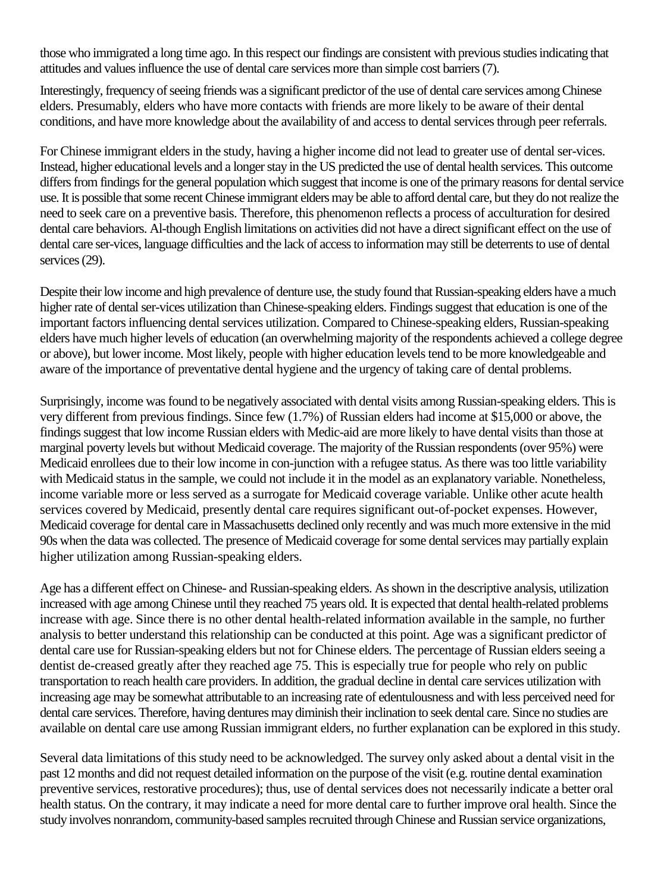those who immigrated a long time ago. In this respect our findings are consistent with previous studies indicating that attitudes and values influence the use of dental care services more than simple cost barriers (7).

Interestingly, frequency of seeing friends was a significant predictor of the use of dental care services among Chinese elders. Presumably, elders who have more contacts with friends are more likely to be aware of their dental conditions, and have more knowledge about the availability of and access to dental services through peer referrals.

For Chinese immigrant elders in the study, having a higher income did not lead to greater use of dental ser-vices. Instead, higher educational levels and a longer stay in the US predicted the use of dental health services. This outcome differs from findings for the general population which suggest that income is one of the primary reasons for dental service use. It is possible that some recent Chinese immigrant elders may be able to afford dental care, but they do not realize the need to seek care on a preventive basis. Therefore, this phenomenon reflects a process of acculturation for desired dental care behaviors. Al-though English limitations on activities did not have a direct significant effect on the use of dental care ser-vices, language difficulties and the lack of access to information may still be deterrents to use of dental services (29).

Despite their low income and high prevalence of denture use, the study found that Russian-speaking elders have a much higher rate of dental ser-vices utilization than Chinese-speaking elders. Findings suggest that education is one of the important factors influencing dental services utilization. Compared to Chinese-speaking elders, Russian-speaking elders have much higher levels of education (an overwhelming majority of the respondents achieved a college degree or above), but lower income. Most likely, people with higher education levels tend to be more knowledgeable and aware of the importance of preventative dental hygiene and the urgency of taking care of dental problems.

Surprisingly, income was found to be negatively associated with dental visits among Russian-speaking elders. This is very different from previous findings. Since few (1.7%) of Russian elders had income at $15,000 or above, the findings suggest that low income Russian elders with Medic-aid are more likely to have dental visits than those at marginal poverty levels but without Medicaid coverage. The majority of the Russian respondents (over 95%) were Medicaid enrollees due to their low income in con-junction with a refugee status. As there was too little variability with Medicaid status in the sample, we could not include it in the model as an explanatory variable. Nonetheless, income variable more or less served as a surrogate for Medicaid coverage variable. Unlike other acute health services covered by Medicaid, presently dental care requires significant out-of-pocket expenses. However, Medicaid coverage for dental care in Massachusetts declined only recently and was much more extensive in the mid 90s when the data was collected. The presence of Medicaid coverage for some dental services may partially explain higher utilization among Russian-speaking elders.

Age has a different effect on Chinese- and Russian-speaking elders. As shown in the descriptive analysis, utilization increased with age among Chinese until they reached 75 years old. It is expected that dental health-related problems increase with age. Since there is no other dental health-related information available in the sample, no further analysis to better understand this relationship can be conducted at this point. Age was a significant predictor of dental care use for Russian-speaking elders but not for Chinese elders. The percentage of Russian elders seeing a dentist de-creased greatly after they reached age 75. This is especially true for people who rely on public transportation to reach health care providers. In addition, the gradual decline in dental care services utilization with increasing age may be somewhat attributable to an increasing rate of edentulousness and with less perceived need for dental care services. Therefore, having dentures may diminish their inclination to seek dental care. Since no studies are available on dental care use among Russian immigrant elders, no further explanation can be explored in this study.

Several data limitations of this study need to be acknowledged. The survey only asked about a dental visit in the past 12 months and did not request detailed information on the purpose of the visit (e.g. routine dental examination preventive services, restorative procedures); thus, use of dental services does not necessarily indicate a better oral health status. On the contrary, it may indicate a need for more dental care to further improve oral health. Since the study involves nonrandom, community-based samples recruited through Chinese and Russian service organizations,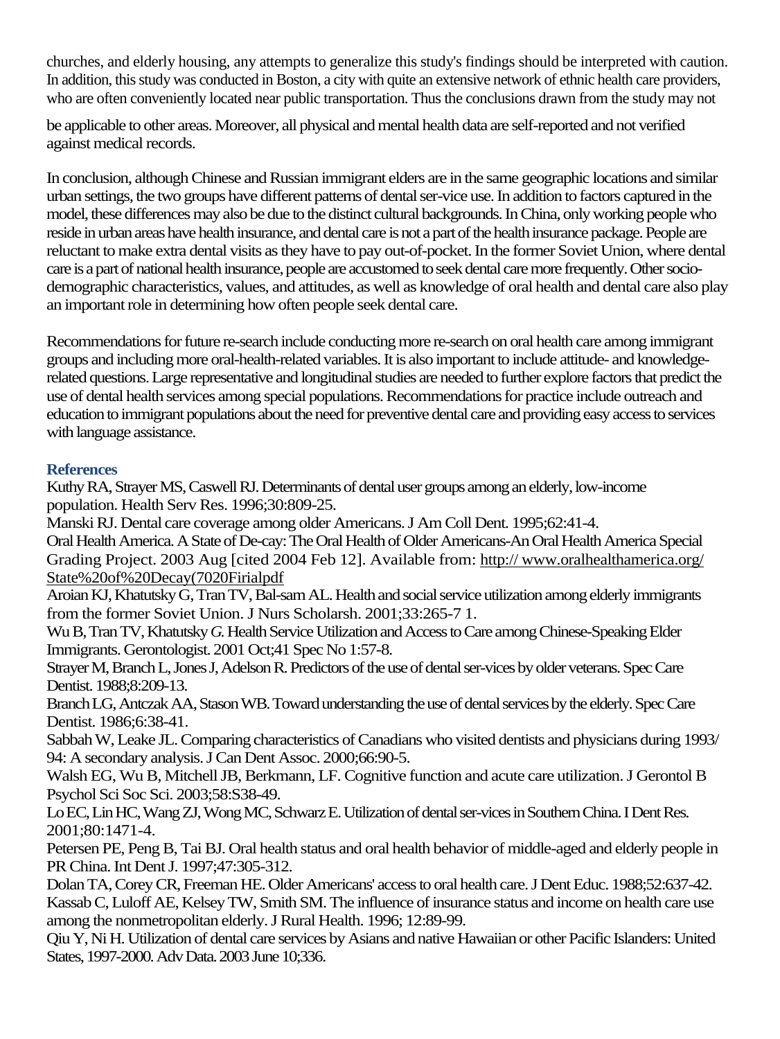churches, and elderly housing, any attempts to generalize this study's findings should be interpreted with caution. In addition, this study was conducted in Boston, a city with quite an extensive network of ethnic health care providers, who are often conveniently located near public transportation. Thus the conclusions drawn from the study may not be applicable to other areas. Moreover, all physical and mental health data are self-reported and not verified against medical records.

In conclusion, although Chinese and Russian immigrant elders are in the same geographic locations and similar urban settings, the two groups have different patterns of dental ser-vice use. In addition to factors captured in the model, these differences may also be due to the distinct cultural backgrounds. In China, only working people who reside in urban areas have health insurance, and dental care is not a part of the health insurance package. People are reluctant to make extra dental visits as they have to pay out-of-pocket. In the former Soviet Union, where dental care is a part of national health insurance, people are accustomed to seek dental care more frequently. Other socio-demographic characteristics, values, and attitudes, as well as knowledge of oral health and dental care also play an important role in determining how often people seek dental care.

Recommendations for future re-search include conducting more re-search on oral health care among immigrant groups and including more oral-health-related variables. It is also important to include attitude- and knowledge-related questions. Large representative and longitudinal studies are needed to further explore factors that predict the use of dental health services among special populations. Recommendations for practice include outreach and education to immigrant populations about the need for preventive dental care and providing easy access to services with language assistance.

### References

Kuthy RA, Strayer MS, Caswell RJ. Determinants of dental user groups among an elderly, low-income population. Health Serv Res. 1996;30:809-25.

Manski RJ. Dental care coverage among older Americans. J Am Coll Dent. 1995;62:41-4.

Oral Health America. A State of De-cay: The Oral Health of Older Americans-An Oral Health America Special Grading Project. 2003 Aug [cited 2004 Feb 12]. Available from: http:// www.oralhealthamerica.org/ State%20of%20Decay(7020Firialpdf

Aroian KJ, Khatutsky G, Tran TV, Bal-sam AL. Health and social service utilization among elderly immigrants from the former Soviet Union. J Nurs Scholarsh. 2001;33:265-7 1.

Wu B, Tran TV, Khatutsky G. Health Service Utilization and Access to Care among Chinese-Speaking Elder Immigrants. Gerontologist. 2001 Oct;41 Spec No 1:57-8.

Strayer M, Branch L, Jones J, Adelson R. Predictors of the use of dental ser-vices by older veterans. Spec Care Dentist. 1988;8:209-13.

Branch LG, Antczak AA, Stason WB. Toward understanding the use of dental services by the elderly. Spec Care Dentist. 1986;6:38-41.

Sabbah W, Leake JL. Comparing characteristics of Canadians who visited dentists and physicians during 1993/ 94: A secondary analysis. J Can Dent Assoc. 2000;66:90-5.

Walsh EG, Wu B, Mitchell JB, Berkmann, LF. Cognitive function and acute care utilization. J Gerontol B Psychol Sci Soc Sci. 2003;58:S38-49.

Lo EC, Lin HC, Wang ZJ, Wong MC, Schwarz E. Utilization of dental ser-vices in Southern China. I Dent Res. 2001;80:1471-4.

Petersen PE, Peng B, Tai BJ. Oral health status and oral health behavior of middle-aged and elderly people in PR China. Int Dent J. 1997;47:305-312.

Dolan TA, Corey CR, Freeman HE. Older Americans' access to oral health care. J Dent Educ. 1988;52:637-42.

Kassab C, Luloff AE, Kelsey TW, Smith SM. The influence of insurance status and income on health care use among the nonmetropolitan elderly. J Rural Health. 1996; 12:89-99.

Qiu Y, Ni H. Utilization of dental care services by Asians and native Hawaiian or other Pacific Islanders: United States, 1997-2000. Adv Data. 2003 June 10;336.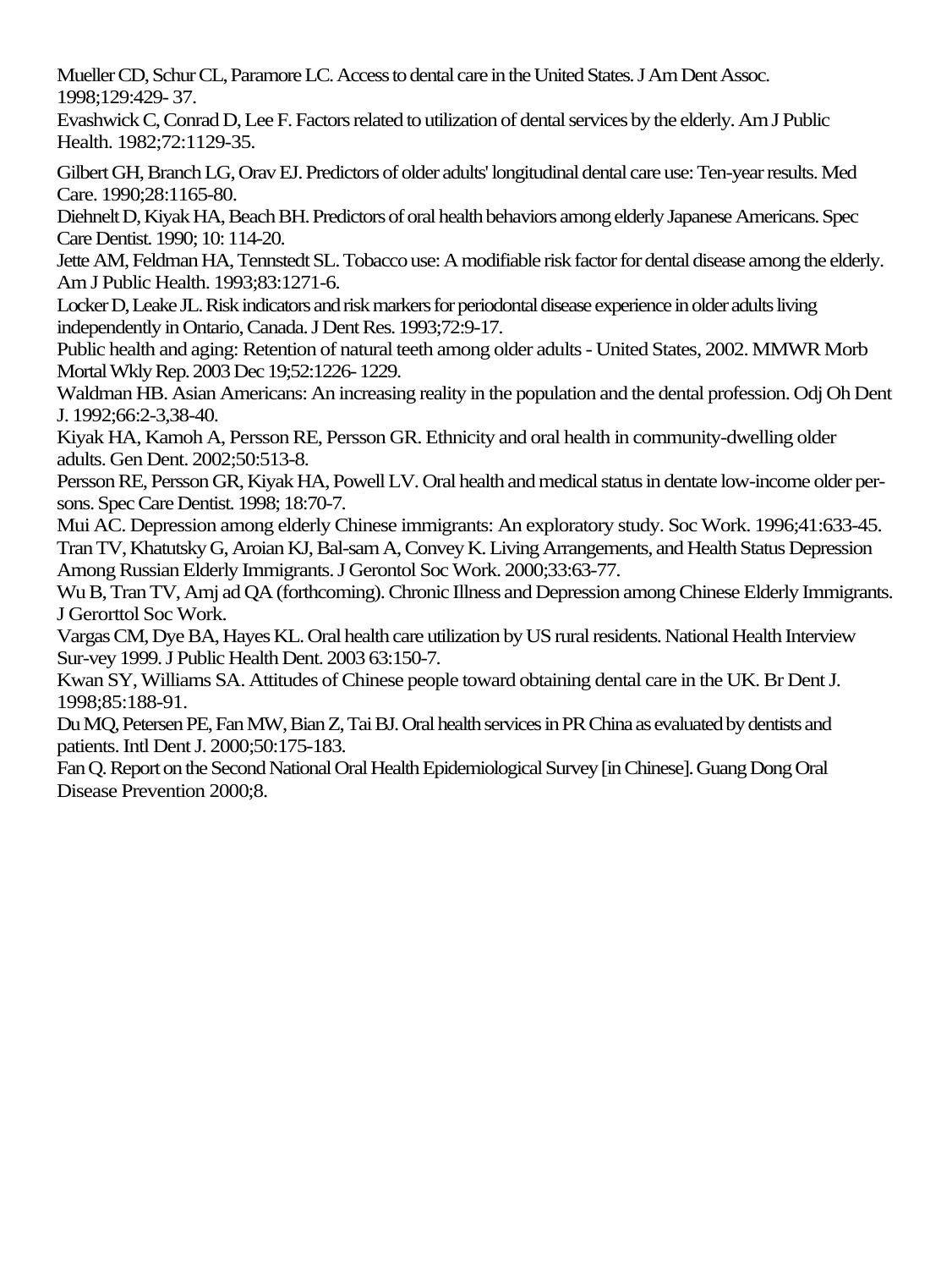Mueller CD, Schur CL, Paramore LC. Access to dental care in the United States. J Am Dent Assoc. 1998;129:429- 37.

Evashwick C, Conrad D, Lee F. Factors related to utilization of dental services by the elderly. Am J Public Health. 1982;72:1129-35.

Gilbert GH, Branch LG, Orav EJ. Predictors of older adults' longitudinal dental care use: Ten-year results. Med Care. 1990;28:1165-80.

Diehnelt D, Kiyak HA, Beach BH. Predictors of oral health behaviors among elderly Japanese Americans. Spec Care Dentist. 1990; 10: 114-20.

Jette AM, Feldman HA, Tennstedt SL. Tobacco use: A modifiable risk factor for dental disease among the elderly. Am J Public Health. 1993;83:1271-6.

Locker D, Leake JL. Risk indicators and risk markers for periodontal disease experience in older adults living independently in Ontario, Canada. J Dent Res. 1993;72:9-17.

Public health and aging: Retention of natural teeth among older adults - United States, 2002. MMWR Morb Mortal Wkly Rep. 2003 Dec 19;52:1226- 1229.

Waldman HB. Asian Americans: An increasing reality in the population and the dental profession. Odj Oh Dent J. 1992;66:2-3,38-40.

Kiyak HA, Kamoh A, Persson RE, Persson GR. Ethnicity and oral health in community-dwelling older adults. Gen Dent. 2002;50:513-8.

Persson RE, Persson GR, Kiyak HA, Powell LV. Oral health and medical status in dentate low-income older persons. Spec Care Dentist. 1998; 18:70-7.

Mui AC. Depression among elderly Chinese immigrants: An exploratory study. Soc Work. 1996;41:633-45.

Tran TV, Khatutsky G, Aroian KJ, Bal-sam A, Convey K. Living Arrangements, and Health Status Depression Among Russian Elderly Immigrants. J Gerontol Soc Work. 2000;33:63-77.

Wu B, Tran TV, Amj ad QA (forthcoming). Chronic Illness and Depression among Chinese Elderly Immigrants. J Gerorttol Soc Work.

Vargas CM, Dye BA, Hayes KL. Oral health care utilization by US rural residents. National Health Interview Sur-vey 1999. J Public Health Dent. 2003 63:150-7.

Kwan SY, Williams SA. Attitudes of Chinese people toward obtaining dental care in the UK. Br Dent J. 1998;85:188-91.

Du MQ, Petersen PE, Fan MW, Bian Z, Tai BJ. Oral health services in PR China as evaluated by dentists and patients. Intl Dent J. 2000;50:175-183.

Fan Q. Report on the Second National Oral Health Epidemiological Survey [in Chinese]. Guang Dong Oral Disease Prevention 2000;8.